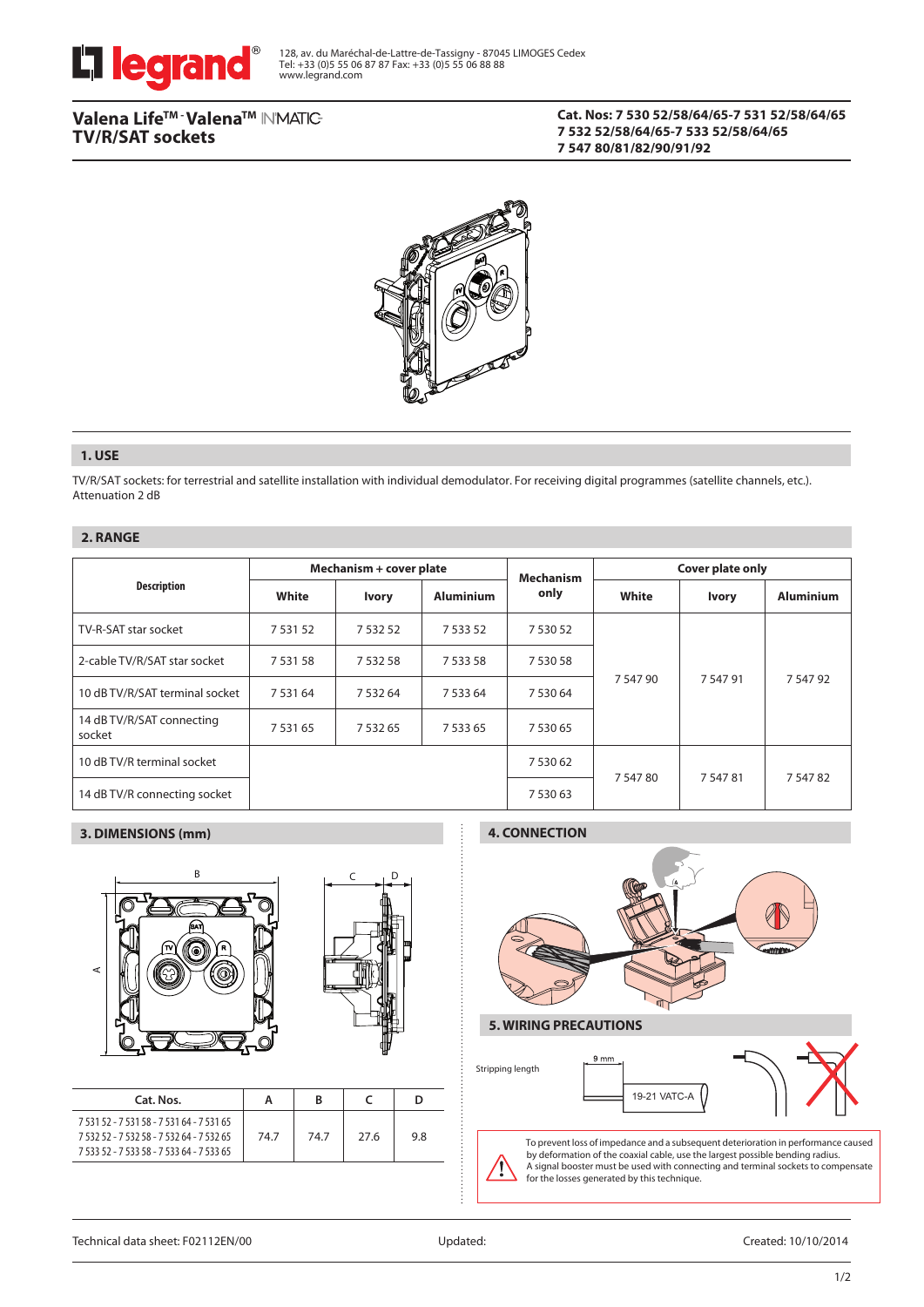128, av. du Maréchal-de-Lattre-de-Tassigny - 87045 LIMOGES Cedex
Tel: +33 (0)5 55 06 87 87 Fax: +33 (0)5 55 06 88 88
www.legrand.com

# Valena Life™ - Valena™ INMATIC TV/R/SAT sockets

**Cat. Nos: 7 530 52/58/64/65-7 531 52/58/64/65**
**7 532 52/58/64/65-7 533 52/58/64/65**
**7 547 80/81/82/90/91/92**

## 1. USE

TV/R/SAT sockets: for terrestrial and satellite installation with individual demodulator. For receiving digital programmes (satellite channels, etc.).
Attenuation 2 dB

## 2. RANGE

| Description | Mechanism + cover plate | | | Mechanism only | Cover plate only | | |
|---|---|---|---|---|---|---|---|
| | White | Ivory | Aluminium | | White | Ivory | Aluminium |
| TV-R-SAT star socket | 7 531 52 | 7 532 52 | 7 533 52 | 7 530 52 | 7 547 90 | 7 547 91 | 7 547 92 |
| 2-cable TV/R/SAT star socket | 7 531 58 | 7 532 58 | 7 533 58 | 7 530 58 | | | |
| 10 dB TV/R/SAT terminal socket | 7 531 64 | 7 532 64 | 7 533 64 | 7 530 64 | | | |
| 14 dB TV/R/SAT connecting socket | 7 531 65 | 7 532 65 | 7 533 65 | 7 530 65 | | | |
| 10 dB TV/R terminal socket | | | | 7 530 62 | 7 547 80 | 7 547 81 | 7 547 82 |
| 14 dB TV/R connecting socket | | | | 7 530 63 | | | |

## 3. DIMENSIONS (mm)

| Cat. Nos. | A | B | C | D |
|---|---|---|---|---|
| 7 531 52 - 7 531 58 - 7 531 64 - 7 531 65<br>7 532 52 - 7 532 58 - 7 532 64 - 7 532 65<br>7 533 52 - 7 533 58 - 7 533 64 - 7 533 65 | 74.7 | 74.7 | 27.6 | 9.8 |

## 4. CONNECTION

## 5. WIRING PRECAUTIONS

Stripping length: 9 mm — 19-21 VATC-A

To prevent loss of impedance and a subsequent deterioration in performance caused by deformation of the coaxial cable, use the largest possible bending radius.
A signal booster must be used with connecting and terminal sockets to compensate for the losses generated by this technique.

Technical data sheet: F02112EN/00 — Updated: — Created: 10/10/2014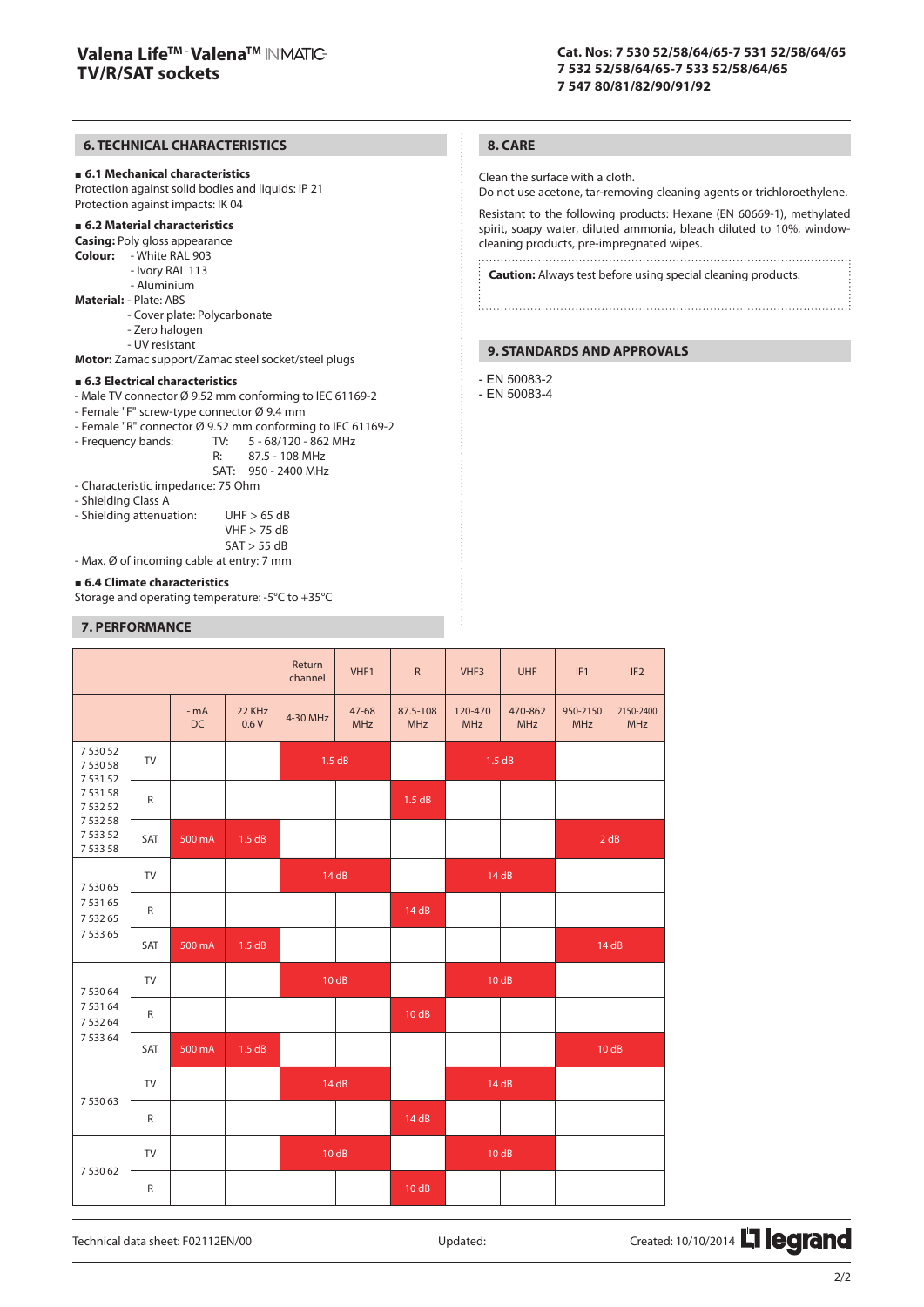# Valena Life™ - Valena™ INMATIC TV/R/SAT sockets

**Cat. Nos: 7 530 52/58/64/65-7 531 52/58/64/65 7 532 52/58/64/65-7 533 52/58/64/65 7 547 80/81/82/90/91/92**

## 6. TECHNICAL CHARACTERISTICS

**■ 6.1 Mechanical characteristics**

Protection against solid bodies and liquids: IP 21
Protection against impacts: IK 04

**■ 6.2 Material characteristics**

**Casing:** Poly gloss appearance
**Colour:** - White RAL 903
- Ivory RAL 113
- Aluminium

**Material:** - Plate: ABS
- Cover plate: Polycarbonate
- Zero halogen
- UV resistant

**Motor:** Zamac support/Zamac steel socket/steel plugs

**■ 6.3 Electrical characteristics**

- Male TV connector Ø 9.52 mm conforming to IEC 61169-2
- Female "F" screw-type connector Ø 9.4 mm
- Female "R" connector Ø 9.52 mm conforming to IEC 61169-2
- Frequency bands: TV: 5 - 68/120 - 862 MHz
  R: 87.5 - 108 MHz
  SAT: 950 - 2400 MHz
- Characteristic impedance: 75 Ohm
- Shielding Class A
- Shielding attenuation: UHF > 65 dB
  VHF > 75 dB
  SAT > 55 dB
- Max. Ø of incoming cable at entry: 7 mm

**■ 6.4 Climate characteristics**

Storage and operating temperature: -5°C to +35°C

## 7. PERFORMANCE

| | | | | Return channel | VHF1 | R | VHF3 | UHF | IF1 | IF2 |
|---|---|---|---|---|---|---|---|---|---|---|
| | | - mA DC | 22 KHz 0.6 V | 4-30 MHz | 47-68 MHz | 87.5-108 MHz | 120-470 MHz | 470-862 MHz | 950-2150 MHz | 2150-2400 MHz |
| 7 530 52 7 530 58 7 531 52 7 531 58 7 532 52 7 532 58 7 533 52 7 533 58 | TV | | | 1.5 dB | | | 1.5 dB | | | |
| | R | | | | | 1.5 dB | | | | |
| | SAT | 500 mA | 1.5 dB | | | | | | 2 dB | |
| 7 530 65 7 531 65 7 532 65 7 533 65 | TV | | | 14 dB | | | 14 dB | | | |
| | R | | | | | 14 dB | | | | |
| | SAT | 500 mA | 1.5 dB | | | | | | 14 dB | |
| 7 530 64 7 531 64 7 532 64 7 533 64 | TV | | | 10 dB | | | 10 dB | | | |
| | R | | | | | 10 dB | | | | |
| | SAT | 500 mA | 1.5 dB | | | | | | 10 dB | |
| 7 530 63 | TV | | | 14 dB | | | 14 dB | | | |
| | R | | | | | 14 dB | | | | |
| 7 530 62 | TV | | | 10 dB | | | 10 dB | | | |
| | R | | | | | 10 dB | | | | |

## 8. CARE

Clean the surface with a cloth.
Do not use acetone, tar-removing cleaning agents or trichloroethylene.

Resistant to the following products: Hexane (EN 60669-1), methylated spirit, soapy water, diluted ammonia, bleach diluted to 10%, window-cleaning products, pre-impregnated wipes.

**Caution:** Always test before using special cleaning products.

## 9. STANDARDS AND APPROVALS

- EN 50083-2
- EN 50083-4

Technical data sheet: F02112EN/00 Updated: Created: 10/10/2014